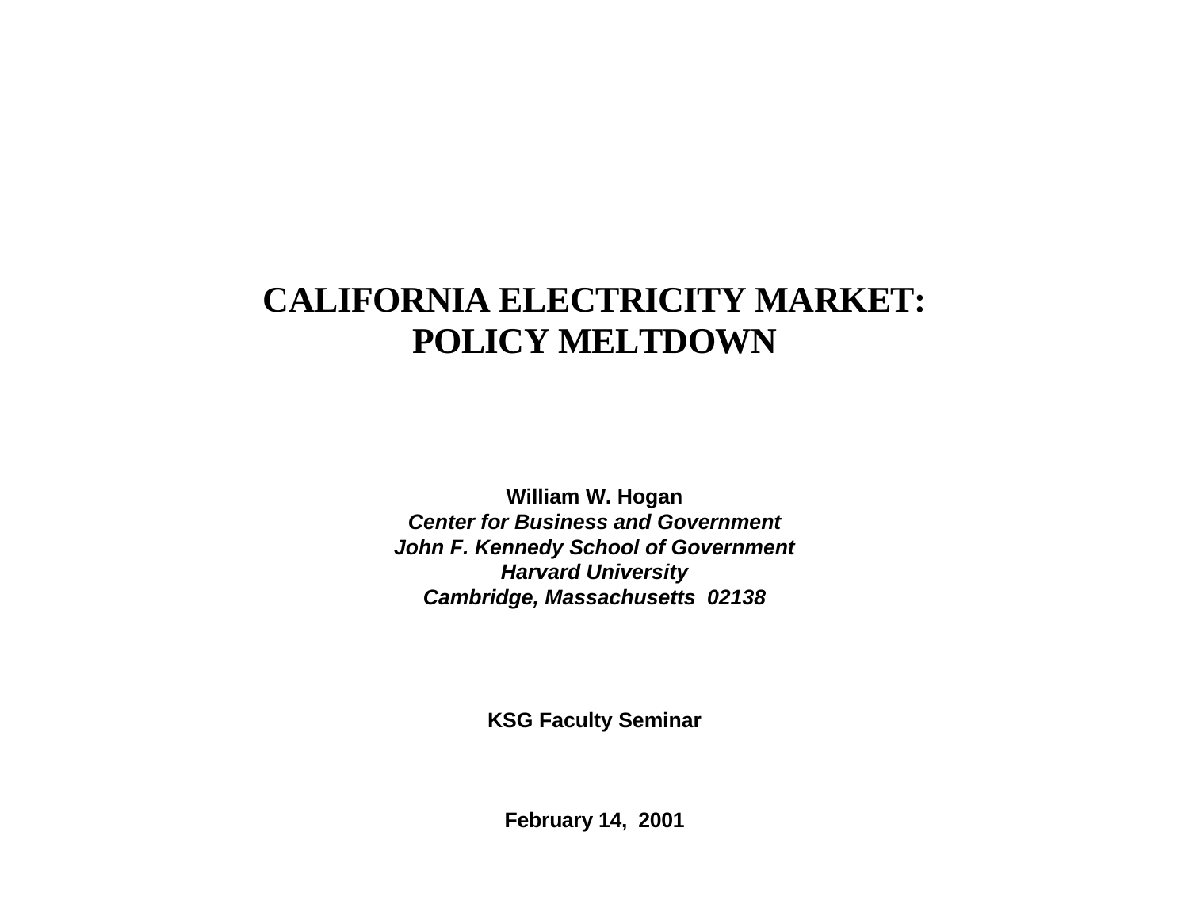# CALIFORNIA ELECTRICITY MARKET: POLICY MELTDOWN

**William W. Hogan**  
***Center for Business and Government***  
***John F. Kennedy School of Government***  
***Harvard University***  
***Cambridge, Massachusetts 02138***

**KSG Faculty Seminar**

**February 14, 2001**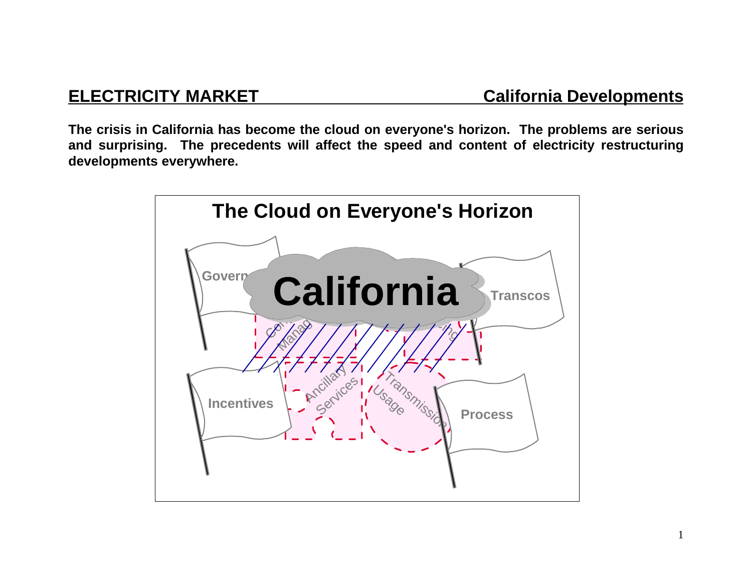## ELECTRICITY MARKET — California Developments

**The crisis in California has become the cloud on everyone's horizon. The problems are serious and surprising. The precedents will affect the speed and content of electricity restructuring developments everywhere.**

### The Cloud on Everyone's Horizon

California

Govern

Transcos

Incentives

Process

Ancillary Services

Transmission Usage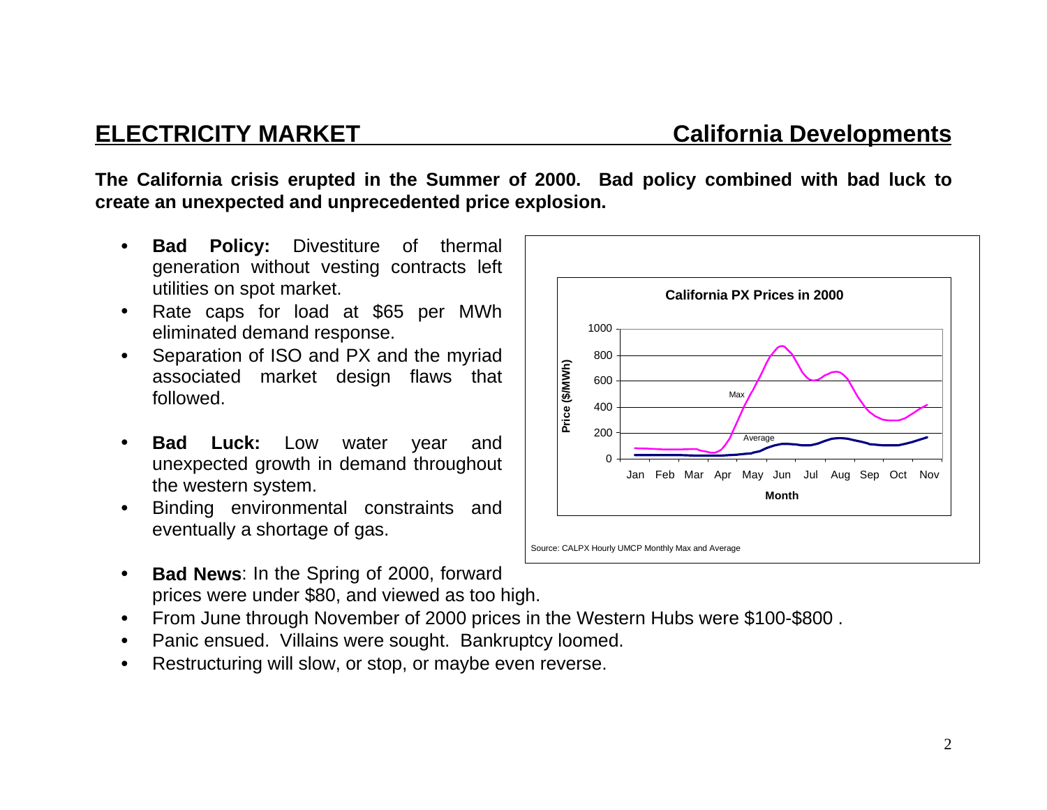## ELECTRICITY MARKET — California Developments

**The California crisis erupted in the Summer of 2000. Bad policy combined with bad luck to create an unexpected and unprecedented price explosion.**

- **Bad Policy:** Divestiture of thermal generation without vesting contracts left utilities on spot market.
- Rate caps for load at $65 per MWh eliminated demand response.
- Separation of ISO and PX and the myriad associated market design flaws that followed.

- **Bad Luck:** Low water year and unexpected growth in demand throughout the western system.
- Binding environmental constraints and eventually a shortage of gas.

**California PX Prices in 2000**

Source: CALPX Hourly UMCP Monthly Max and Average

- **Bad News**: In the Spring of 2000, forward prices were under $80, and viewed as too high.
- From June through November of 2000 prices in the Western Hubs were $100-$800 .
- Panic ensued. Villains were sought. Bankruptcy loomed.
- Restructuring will slow, or stop, or maybe even reverse.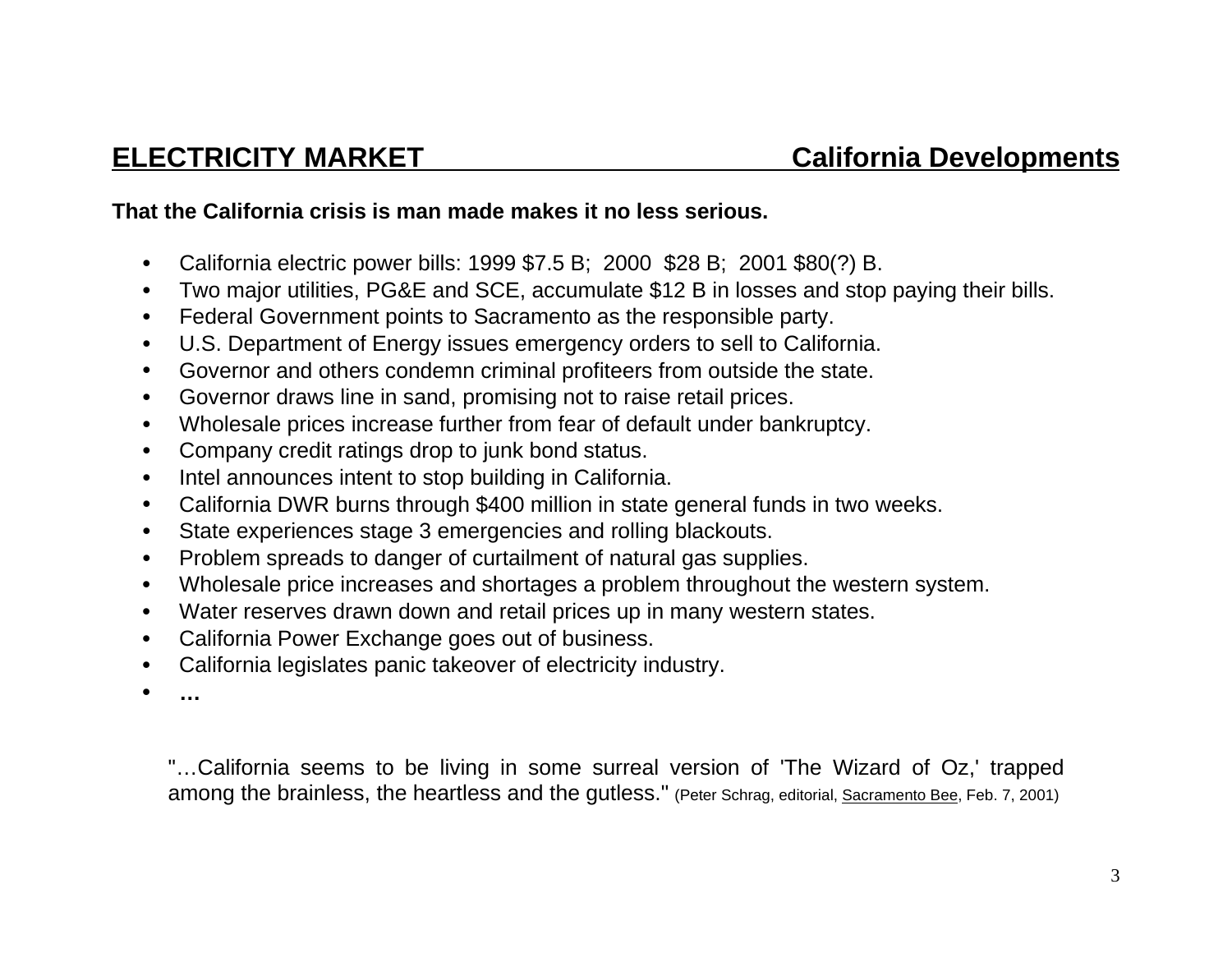## ELECTRICITY MARKET — California Developments

**That the California crisis is man made makes it no less serious.**

- California electric power bills: 1999 $7.5 B; 2000 $28 B; 2001 $80(?) B.
- Two major utilities, PG&E and SCE, accumulate $12 B in losses and stop paying their bills.
- Federal Government points to Sacramento as the responsible party.
- U.S. Department of Energy issues emergency orders to sell to California.
- Governor and others condemn criminal profiteers from outside the state.
- Governor draws line in sand, promising not to raise retail prices.
- Wholesale prices increase further from fear of default under bankruptcy.
- Company credit ratings drop to junk bond status.
- Intel announces intent to stop building in California.
- California DWR burns through $400 million in state general funds in two weeks.
- State experiences stage 3 emergencies and rolling blackouts.
- Problem spreads to danger of curtailment of natural gas supplies.
- Wholesale price increases and shortages a problem throughout the western system.
- Water reserves drawn down and retail prices up in many western states.
- California Power Exchange goes out of business.
- California legislates panic takeover of electricity industry.
- **…**

"…California seems to be living in some surreal version of 'The Wizard of Oz,' trapped among the brainless, the heartless and the gutless." (Peter Schrag, editorial, Sacramento Bee, Feb. 7, 2001)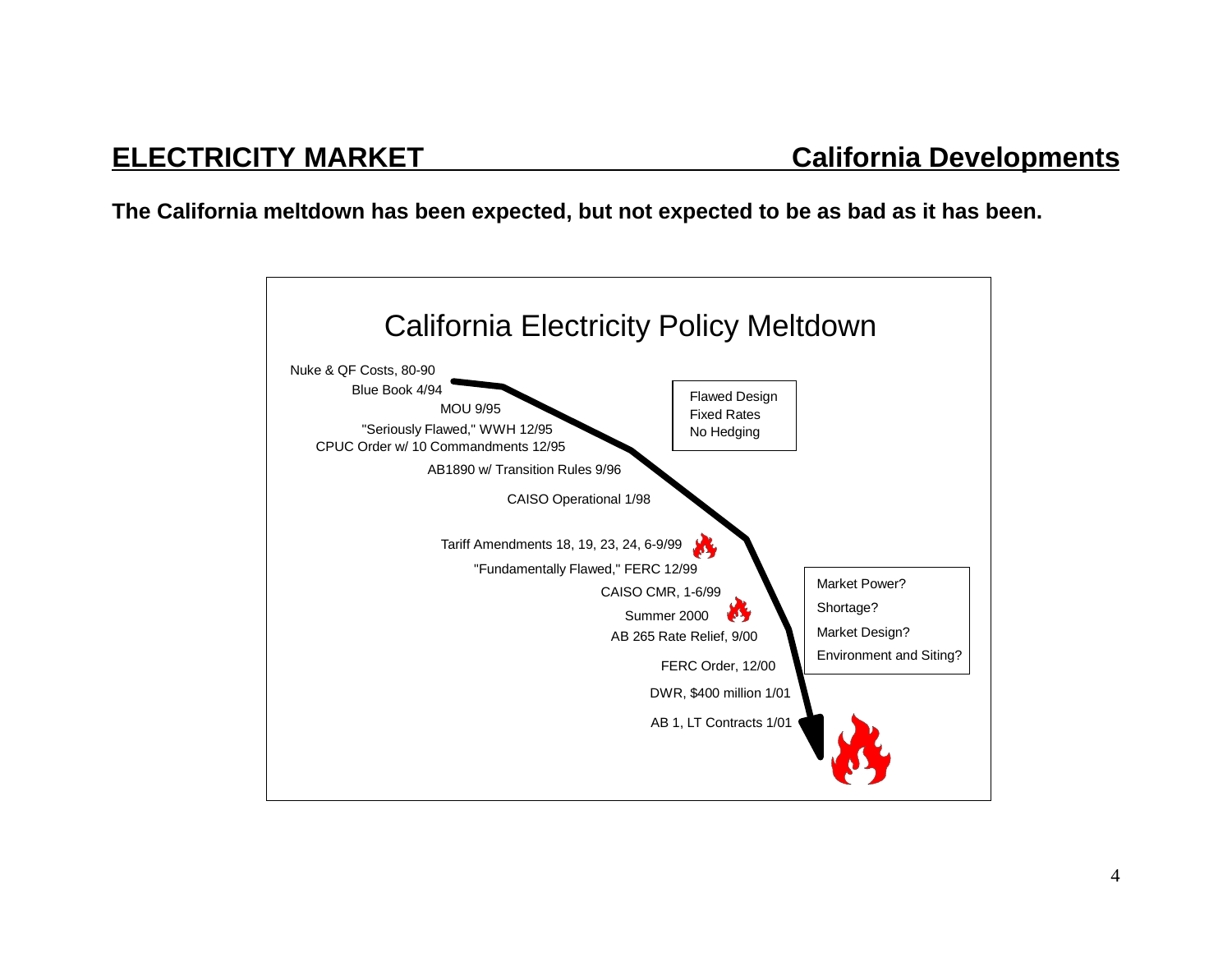## ELECTRICITY MARKET — California Developments

**The California meltdown has been expected, but not expected to be as bad as it has been.**

### California Electricity Policy Meltdown

- Nuke & QF Costs, 80-90
- Blue Book 4/94
- MOU 9/95
- "Seriously Flawed," WWH 12/95
- CPUC Order w/ 10 Commandments 12/95
- AB1890 w/ Transition Rules 9/96
- CAISO Operational 1/98
- Tariff Amendments 18, 19, 23, 24, 6-9/99
- "Fundamentally Flawed," FERC 12/99
- CAISO CMR, 1-6/99
- Summer 2000
- AB 265 Rate Relief, 9/00
- FERC Order, 12/00
- DWR, $400 million 1/01
- AB 1, LT Contracts 1/01

Flawed Design
Fixed Rates
No Hedging

Market Power?
Shortage?
Market Design?
Environment and Siting?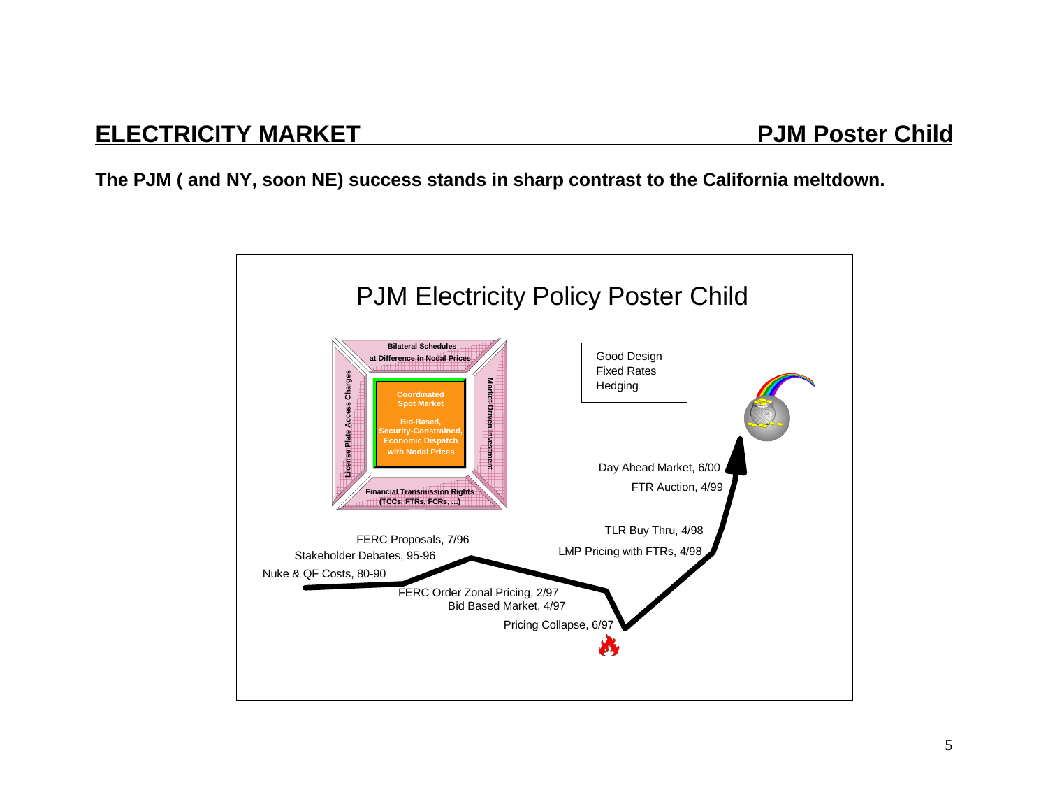## ELECTRICITY MARKET — PJM Poster Child

**The PJM ( and NY, soon NE) success stands in sharp contrast to the California meltdown.**

PJM Electricity Policy Poster Child

**Bilateral Schedules at Difference in Nodal Prices**

**License Plate Access Charges**

**Coordinated Spot Market**

**Bid-Based, Security-Constrained, Economic Dispatch with Nodal Prices**

**Market-Driven Investment**

**Financial Transmission Rights (TCCs, FTRs, FCRs, ...)**

Good Design
Fixed Rates
Hedging

- Nuke & QF Costs, 80-90
- Stakeholder Debates, 95-96
- FERC Proposals, 7/96
- FERC Order Zonal Pricing, 2/97
- Bid Based Market, 4/97
- Pricing Collapse, 6/97
- LMP Pricing with FTRs, 4/98
- TLR Buy Thru, 4/98
- FTR Auction, 4/99
- Day Ahead Market, 6/00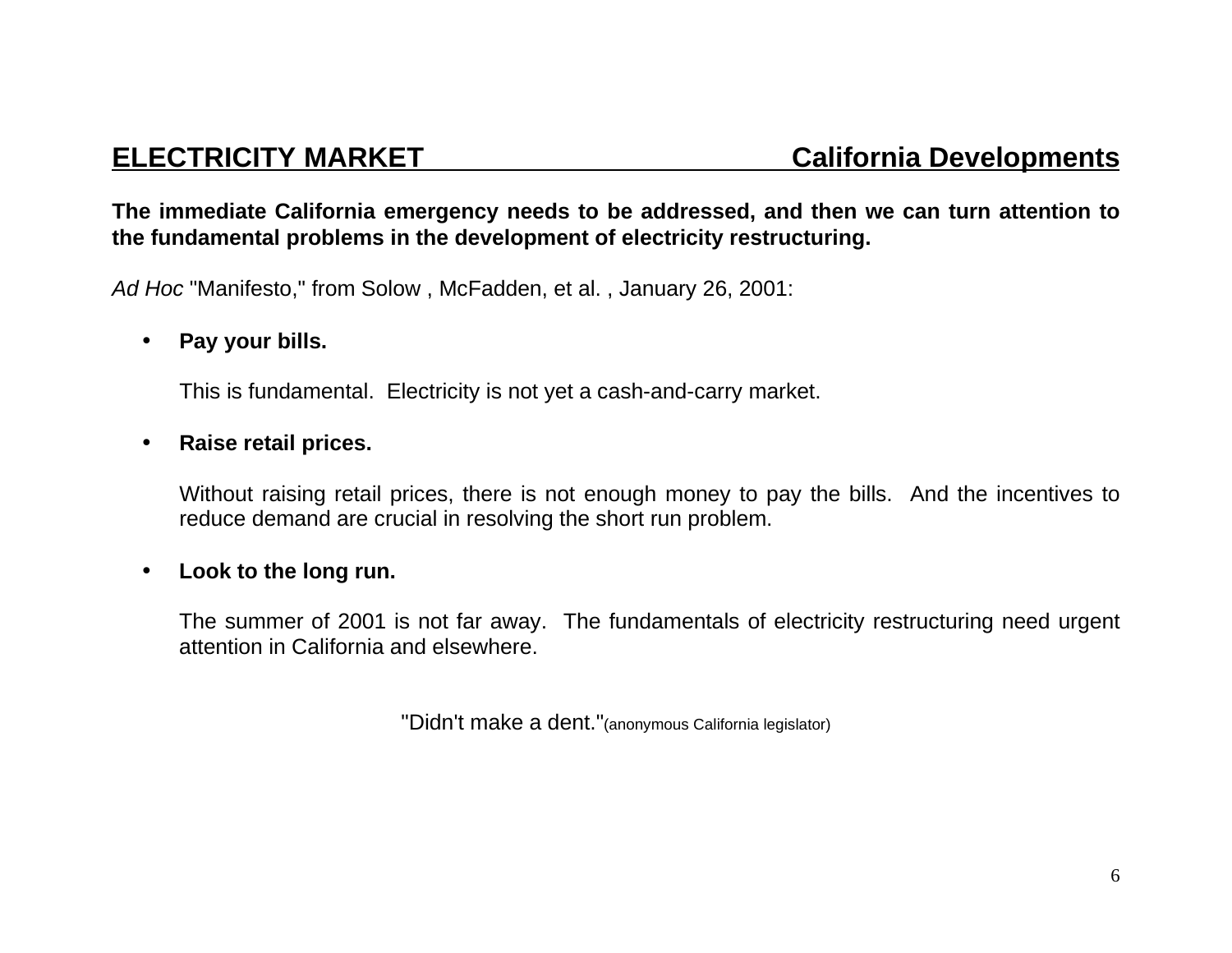## ELECTRICITY MARKET — California Developments

**The immediate California emergency needs to be addressed, and then we can turn attention to the fundamental problems in the development of electricity restructuring.**

*Ad Hoc* "Manifesto," from Solow , McFadden, et al. , January 26, 2001:

- **Pay your bills.**

  This is fundamental. Electricity is not yet a cash-and-carry market.

- **Raise retail prices.**

  Without raising retail prices, there is not enough money to pay the bills. And the incentives to reduce demand are crucial in resolving the short run problem.

- **Look to the long run.**

  The summer of 2001 is not far away. The fundamentals of electricity restructuring need urgent attention in California and elsewhere.

"Didn't make a dent."(anonymous California legislator)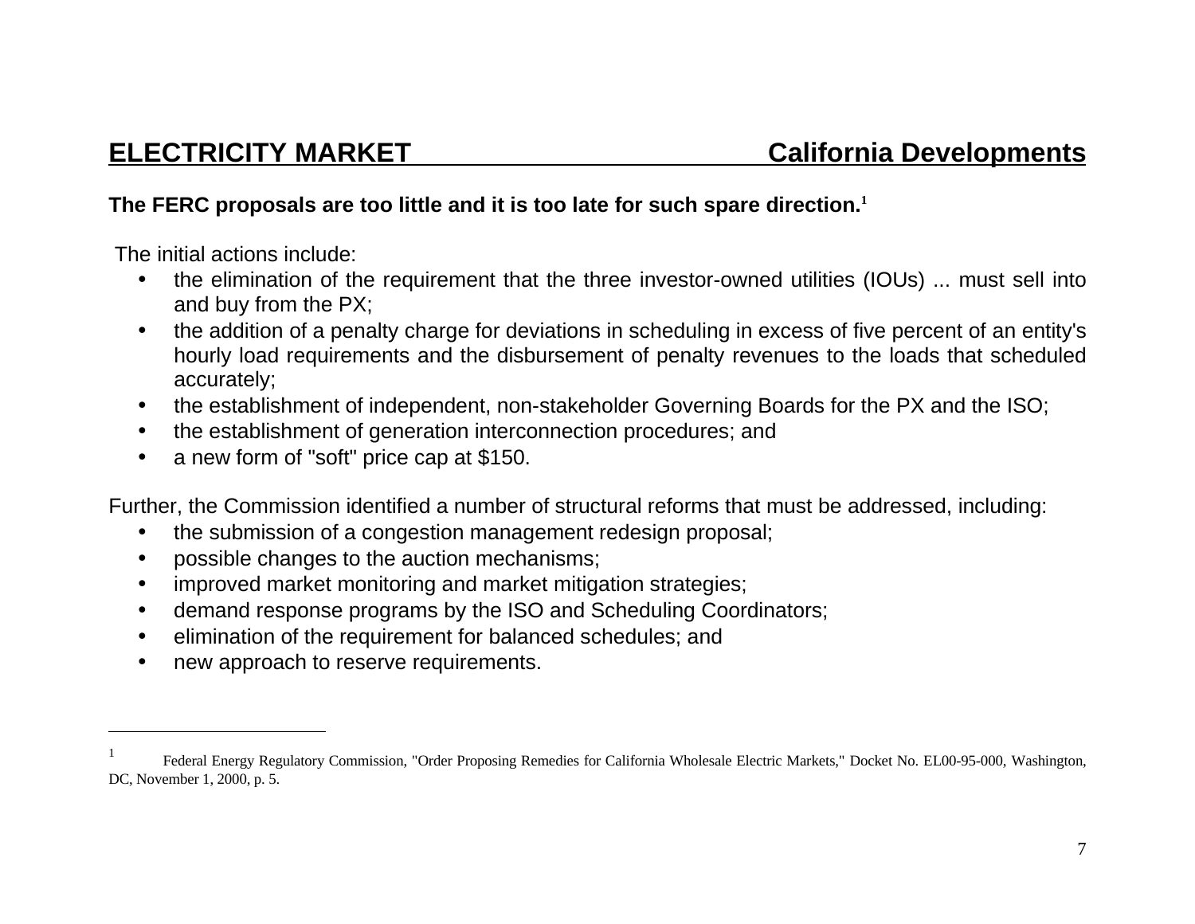## ELECTRICITY MARKET California Developments

**The FERC proposals are too little and it is too late for such spare direction.**[1]

The initial actions include:

- the elimination of the requirement that the three investor-owned utilities (IOUs) ... must sell into and buy from the PX;
- the addition of a penalty charge for deviations in scheduling in excess of five percent of an entity's hourly load requirements and the disbursement of penalty revenues to the loads that scheduled accurately;
- the establishment of independent, non-stakeholder Governing Boards for the PX and the ISO;
- the establishment of generation interconnection procedures; and
- a new form of "soft" price cap at $150.

Further, the Commission identified a number of structural reforms that must be addressed, including:

- the submission of a congestion management redesign proposal;
- possible changes to the auction mechanisms;
- improved market monitoring and market mitigation strategies;
- demand response programs by the ISO and Scheduling Coordinators;
- elimination of the requirement for balanced schedules; and
- new approach to reserve requirements.

---

[1] Federal Energy Regulatory Commission, "Order Proposing Remedies for California Wholesale Electric Markets," Docket No. EL00-95-000, Washington, DC, November 1, 2000, p. 5.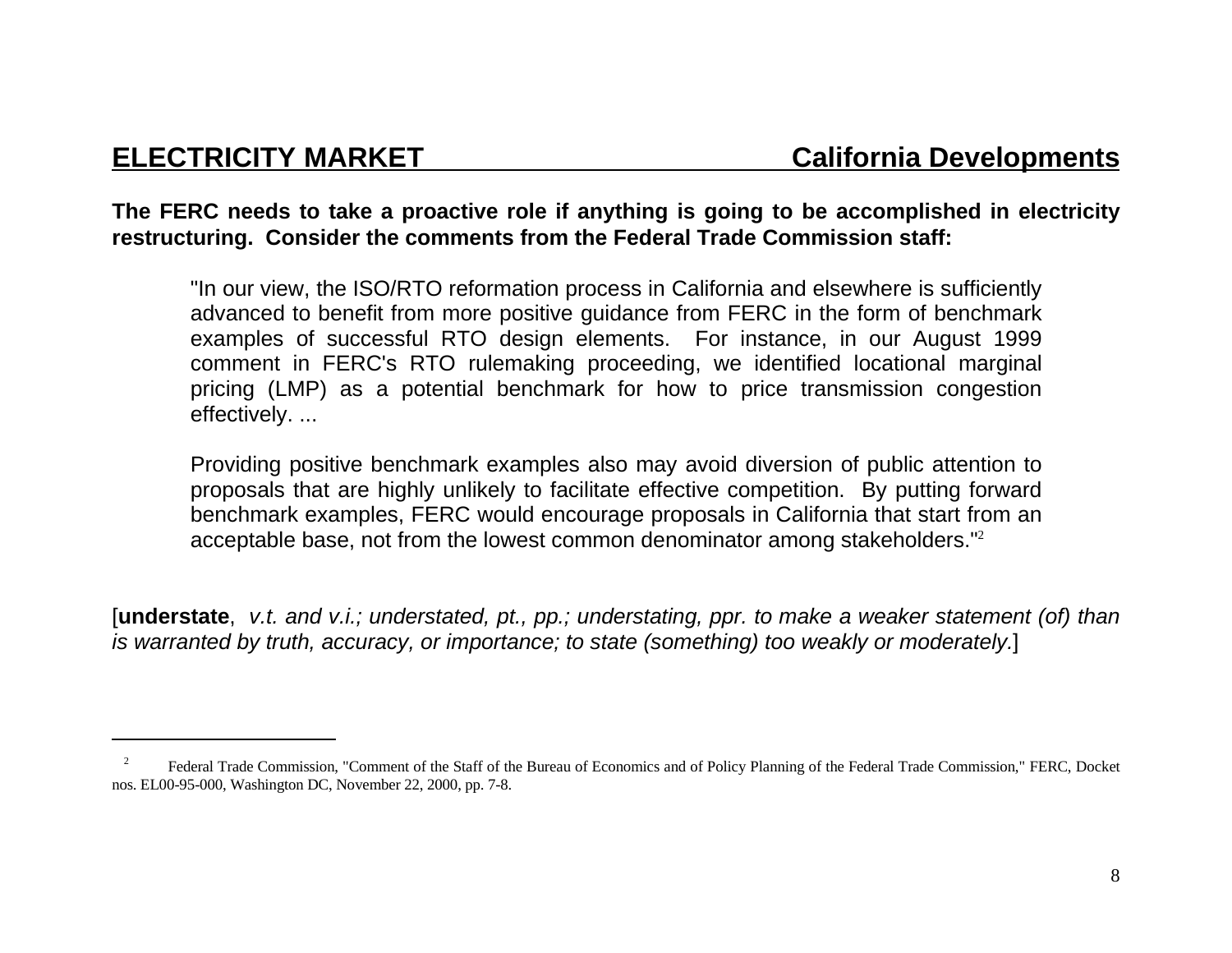## ELECTRICITY MARKET — California Developments

**The FERC needs to take a proactive role if anything is going to be accomplished in electricity restructuring. Consider the comments from the Federal Trade Commission staff:**

> "In our view, the ISO/RTO reformation process in California and elsewhere is sufficiently advanced to benefit from more positive guidance from FERC in the form of benchmark examples of successful RTO design elements. For instance, in our August 1999 comment in FERC's RTO rulemaking proceeding, we identified locational marginal pricing (LMP) as a potential benchmark for how to price transmission congestion effectively. ...
>
> Providing positive benchmark examples also may avoid diversion of public attention to proposals that are highly unlikely to facilitate effective competition. By putting forward benchmark examples, FERC would encourage proposals in California that start from an acceptable base, not from the lowest common denominator among stakeholders."[2]

[**understate**, *v.t. and v.i.; understated, pt., pp.; understating, ppr. to make a weaker statement (of) than is warranted by truth, accuracy, or importance; to state (something) too weakly or moderately.*]

---

[2] Federal Trade Commission, "Comment of the Staff of the Bureau of Economics and of Policy Planning of the Federal Trade Commission," FERC, Docket nos. EL00-95-000, Washington DC, November 22, 2000, pp. 7-8.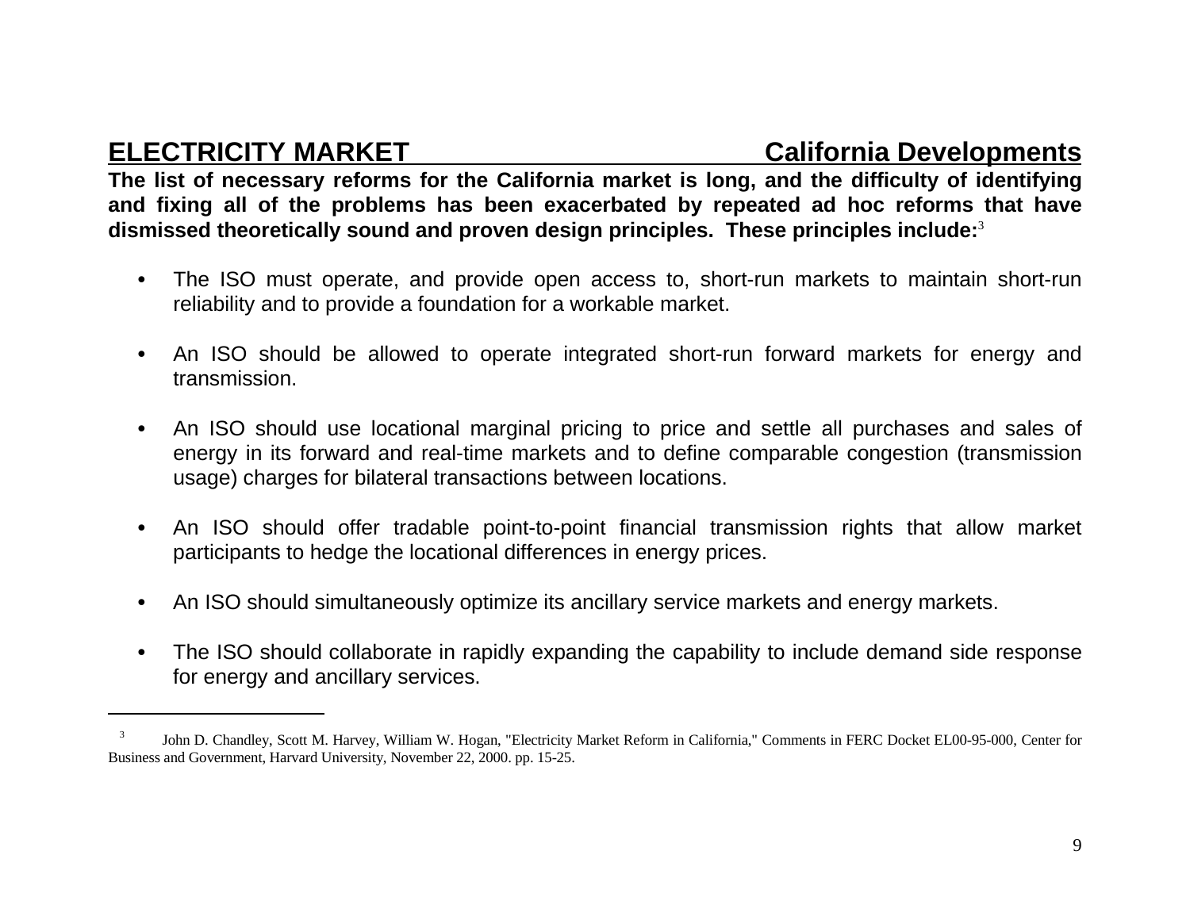## ELECTRICITY MARKET — California Developments

**The list of necessary reforms for the California market is long, and the difficulty of identifying and fixing all of the problems has been exacerbated by repeated ad hoc reforms that have dismissed theoretically sound and proven design principles. These principles include:**[3]

- The ISO must operate, and provide open access to, short-run markets to maintain short-run reliability and to provide a foundation for a workable market.
- An ISO should be allowed to operate integrated short-run forward markets for energy and transmission.
- An ISO should use locational marginal pricing to price and settle all purchases and sales of energy in its forward and real-time markets and to define comparable congestion (transmission usage) charges for bilateral transactions between locations.
- An ISO should offer tradable point-to-point financial transmission rights that allow market participants to hedge the locational differences in energy prices.
- An ISO should simultaneously optimize its ancillary service markets and energy markets.
- The ISO should collaborate in rapidly expanding the capability to include demand side response for energy and ancillary services.

---

[3] John D. Chandley, Scott M. Harvey, William W. Hogan, "Electricity Market Reform in California," Comments in FERC Docket EL00-95-000, Center for Business and Government, Harvard University, November 22, 2000. pp. 15-25.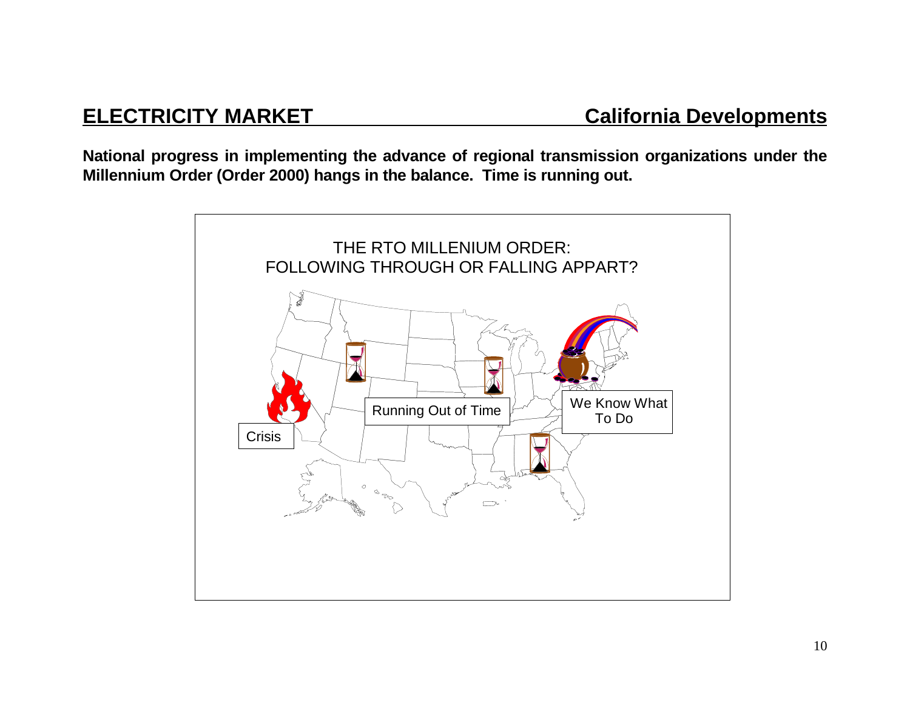## ELECTRICITY MARKET — California Developments

**National progress in implementing the advance of regional transmission organizations under the Millennium Order (Order 2000) hangs in the balance. Time is running out.**

THE RTO MILLENIUM ORDER:
FOLLOWING THROUGH OR FALLING APPART?

Crisis

Running Out of Time

We Know What To Do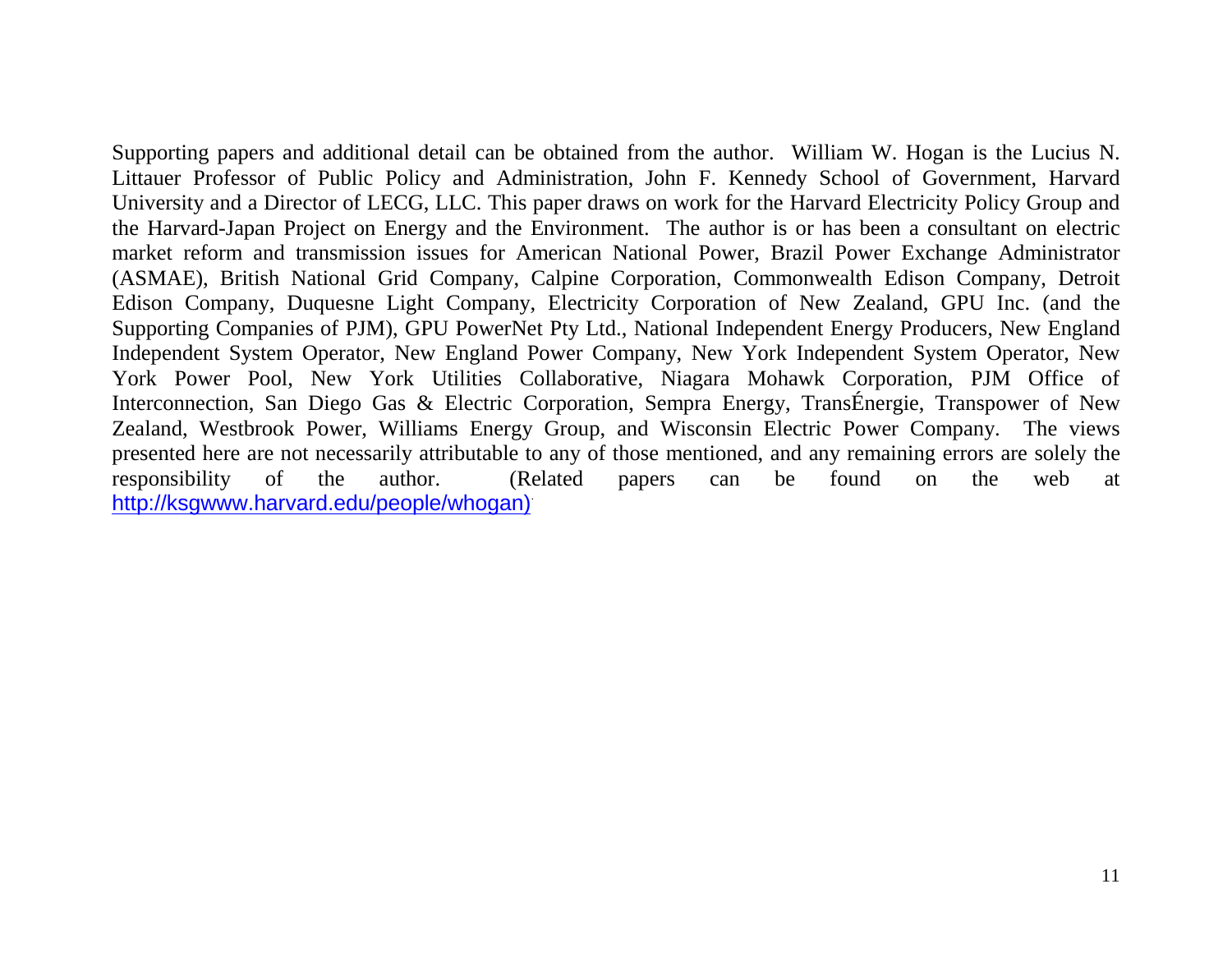Supporting papers and additional detail can be obtained from the author. William W. Hogan is the Lucius N. Littauer Professor of Public Policy and Administration, John F. Kennedy School of Government, Harvard University and a Director of LECG, LLC. This paper draws on work for the Harvard Electricity Policy Group and the Harvard-Japan Project on Energy and the Environment. The author is or has been a consultant on electric market reform and transmission issues for American National Power, Brazil Power Exchange Administrator (ASMAE), British National Grid Company, Calpine Corporation, Commonwealth Edison Company, Detroit Edison Company, Duquesne Light Company, Electricity Corporation of New Zealand, GPU Inc. (and the Supporting Companies of PJM), GPU PowerNet Pty Ltd., National Independent Energy Producers, New England Independent System Operator, New England Power Company, New York Independent System Operator, New York Power Pool, New York Utilities Collaborative, Niagara Mohawk Corporation, PJM Office of Interconnection, San Diego Gas & Electric Corporation, Sempra Energy, TransÉnergie, Transpower of New Zealand, Westbrook Power, Williams Energy Group, and Wisconsin Electric Power Company. The views presented here are not necessarily attributable to any of those mentioned, and any remaining errors are solely the responsibility of the author. (Related papers can be found on the web at http://ksgwww.harvard.edu/people/whogan)